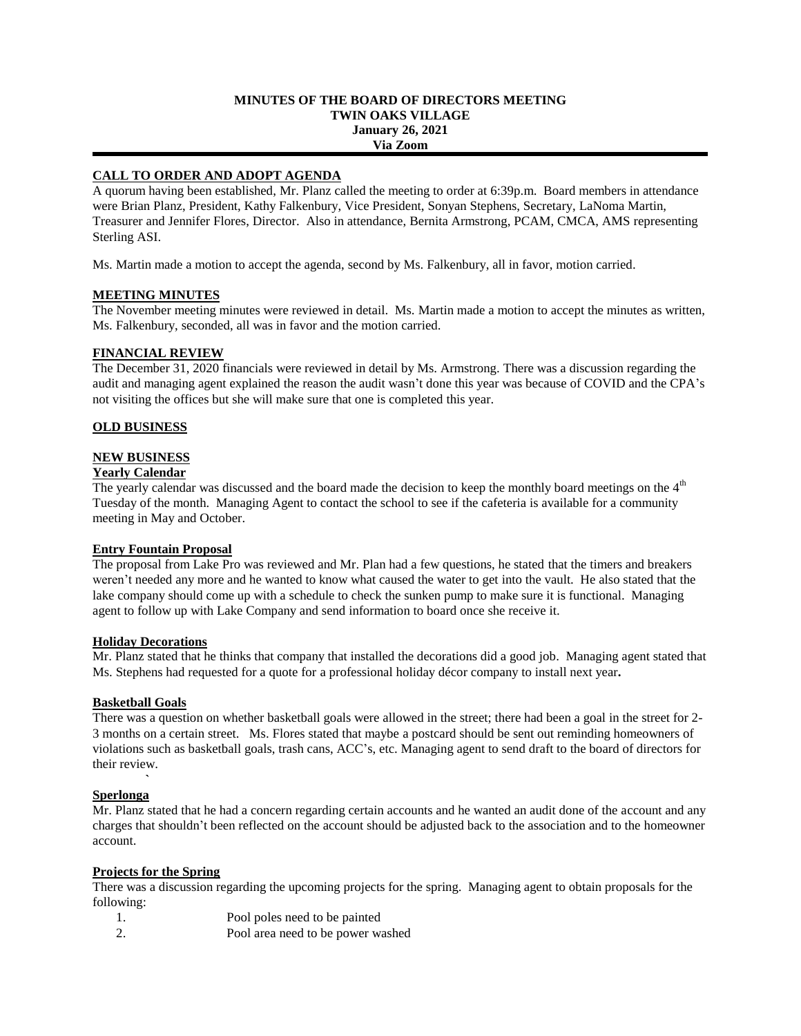**MINUTES OF THE BOARD OF DIRECTORS MEETING**
**TWIN OAKS VILLAGE**
**January 26, 2021**
**Via Zoom**

## CALL TO ORDER AND ADOPT AGENDA

A quorum having been established, Mr. Planz called the meeting to order at 6:39p.m. Board members in attendance were Brian Planz, President, Kathy Falkenbury, Vice President, Sonyan Stephens, Secretary, LaNoma Martin, Treasurer and Jennifer Flores, Director. Also in attendance, Bernita Armstrong, PCAM, CMCA, AMS representing Sterling ASI.

Ms. Martin made a motion to accept the agenda, second by Ms. Falkenbury, all in favor, motion carried.

## MEETING MINUTES

The November meeting minutes were reviewed in detail. Ms. Martin made a motion to accept the minutes as written, Ms. Falkenbury, seconded, all was in favor and the motion carried.

## FINANCIAL REVIEW

The December 31, 2020 financials were reviewed in detail by Ms. Armstrong. There was a discussion regarding the audit and managing agent explained the reason the audit wasn't done this year was because of COVID and the CPA's not visiting the offices but she will make sure that one is completed this year.

## OLD BUSINESS

## NEW BUSINESS

### Yearly Calendar

The yearly calendar was discussed and the board made the decision to keep the monthly board meetings on the 4th Tuesday of the month. Managing Agent to contact the school to see if the cafeteria is available for a community meeting in May and October.

### Entry Fountain Proposal

The proposal from Lake Pro was reviewed and Mr. Plan had a few questions, he stated that the timers and breakers weren't needed any more and he wanted to know what caused the water to get into the vault. He also stated that the lake company should come up with a schedule to check the sunken pump to make sure it is functional. Managing agent to follow up with Lake Company and send information to board once she receive it.

### Holiday Decorations

Mr. Planz stated that he thinks that company that installed the decorations did a good job. Managing agent stated that Ms. Stephens had requested for a quote for a professional holiday décor company to install next year**.**

### Basketball Goals

There was a question on whether basketball goals were allowed in the street; there had been a goal in the street for 2-3 months on a certain street. Ms. Flores stated that maybe a postcard should be sent out reminding homeowners of violations such as basketball goals, trash cans, ACC's, etc. Managing agent to send draft to the board of directors for their review.

### Sperlonga

Mr. Planz stated that he had a concern regarding certain accounts and he wanted an audit done of the account and any charges that shouldn't been reflected on the account should be adjusted back to the association and to the homeowner account.

### Projects for the Spring

There was a discussion regarding the upcoming projects for the spring. Managing agent to obtain proposals for the following:

1. Pool poles need to be painted
2. Pool area need to be power washed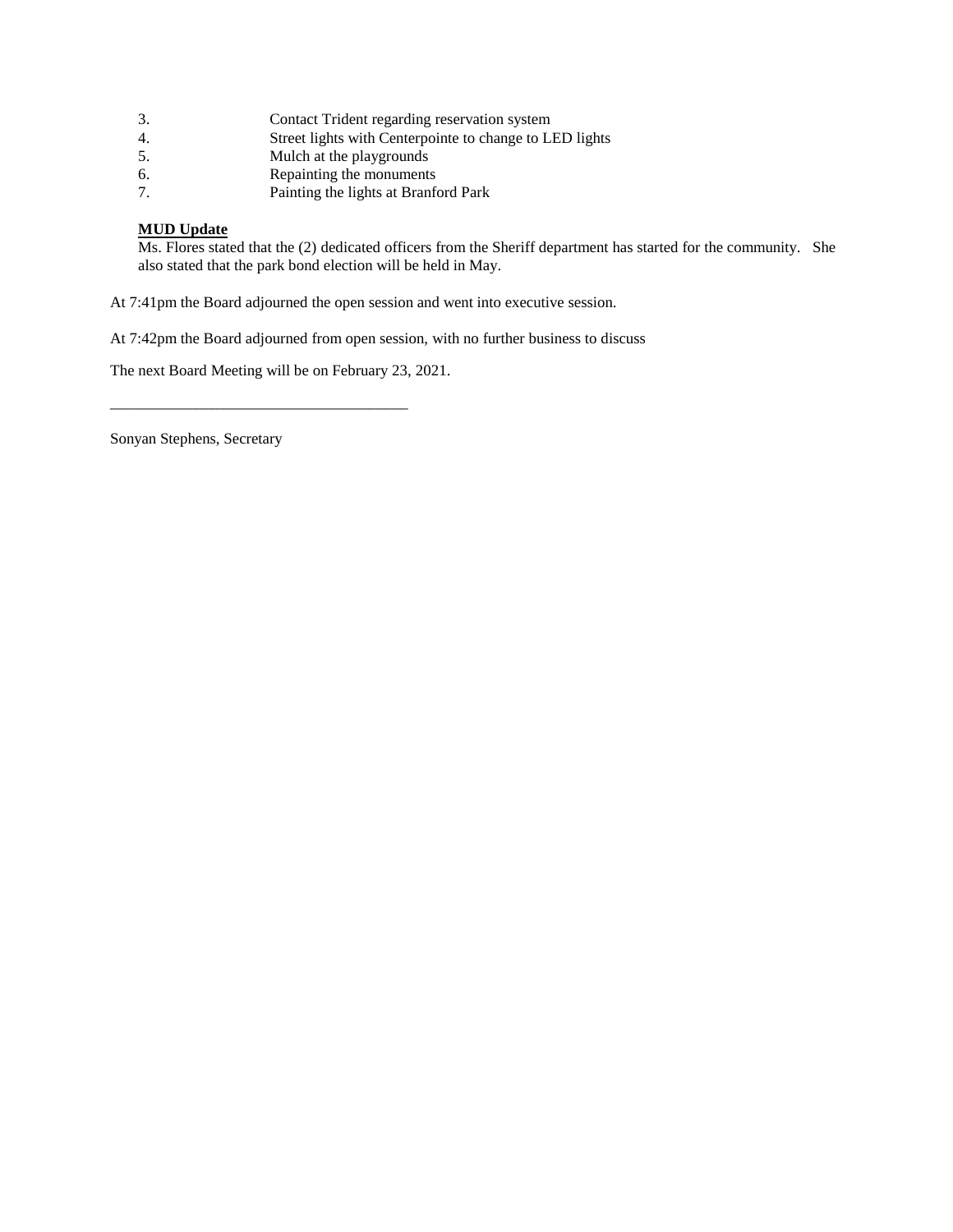3. Contact Trident regarding reservation system
4. Street lights with Centerpointe to change to LED lights
5. Mulch at the playgrounds
6. Repainting the monuments
7. Painting the lights at Branford Park

**MUD Update**

Ms. Flores stated that the (2) dedicated officers from the Sheriff department has started for the community. She also stated that the park bond election will be held in May.

At 7:41pm the Board adjourned the open session and went into executive session.

At 7:42pm the Board adjourned from open session, with no further business to discuss

The next Board Meeting will be on February 23, 2021.

\_\_\_\_\_\_\_\_\_\_\_\_\_\_\_\_\_\_\_\_\_\_\_\_\_\_\_\_\_\_\_\_\_\_\_\_\_\_

Sonyan Stephens, Secretary